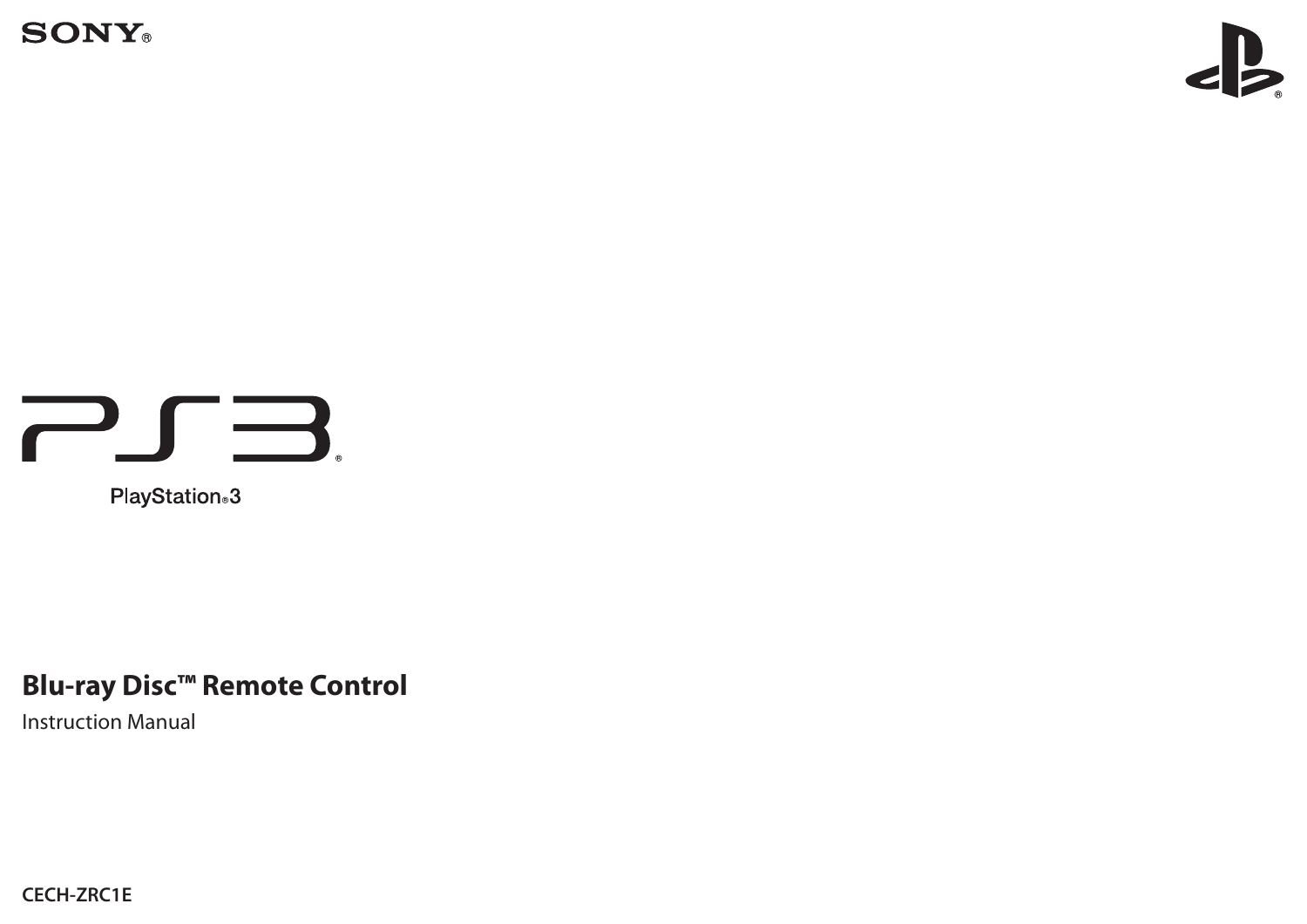SONY®

PS3®

PlayStation®3

# Blu-ray Disc™ Remote Control

Instruction Manual

**CECH-ZRC1E**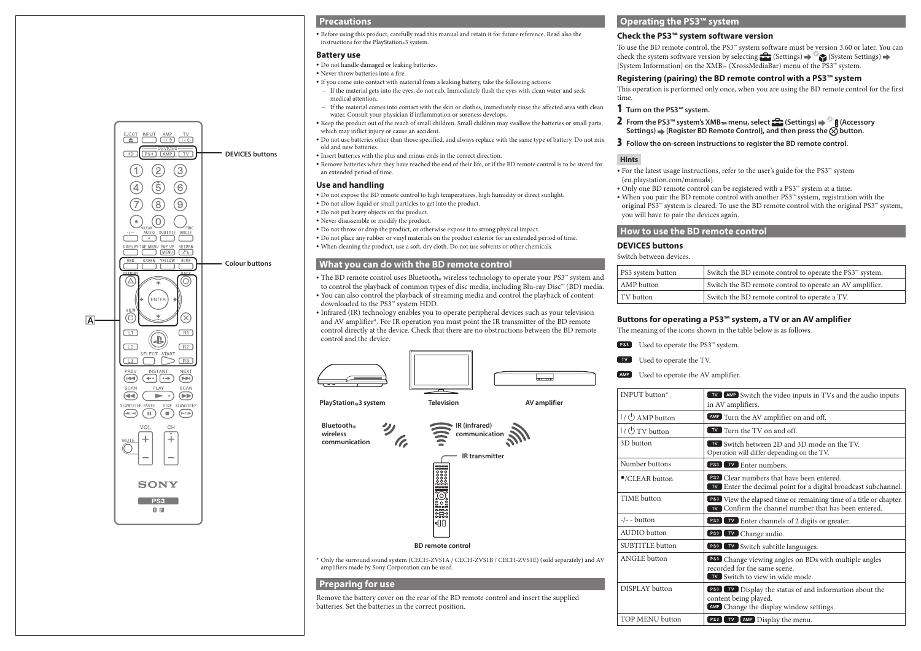DEVICES buttons

Colour buttons

A

## Precautions

- Before using this product, carefully read this manual and retain it for future reference. Read also the instructions for the PlayStation®3 system.

### Battery use

- Do not handle damaged or leaking batteries.
- Never throw batteries into a fire.
- If you come into contact with material from a leaking battery, take the following actions:
  - If the material gets into the eyes, do not rub. Immediately flush the eyes with clean water and seek medical attention.
  - If the material comes into contact with the skin or clothes, immediately rinse the affected area with clean water. Consult your physician if inflammation or soreness develops.
- Keep the product out of the reach of small children. Small children may swallow the batteries or small parts, which may inflict injury or cause an accident.
- Do not use batteries other than those specified, and always replace with the same type of battery. Do not mix old and new batteries.
- Insert batteries with the plus and minus ends in the correct direction.
- Remove batteries when they have reached the end of their life, or if the BD remote control is to be stored for an extended period of time.

### Use and handling

- Do not expose the BD remote control to high temperatures, high humidity or direct sunlight.
- Do not allow liquid or small particles to get into the product.
- Do not put heavy objects on the product.
- Never disassemble or modify the product.
- Do not throw or drop the product, or otherwise expose it to strong physical impact.
- Do not place any rubber or vinyl materials on the product exterior for an extended period of time.
- When cleaning the product, use a soft, dry cloth. Do not use solvents or other chemicals.

## What you can do with the BD remote control

- The BD remote control uses Bluetooth® wireless technology to operate your PS3™ system and to control the playback of common types of disc media, including Blu-ray Disc™ (BD) media.
- You can also control the playback of streaming media and control the playback of content downloaded to the PS3™ system HDD.
- Infrared (IR) technology enables you to operate peripheral devices such as your television and AV amplifier*. For IR operation you must point the IR transmitter of the BD remote control directly at the device. Check that there are no obstructions between the BD remote control and the device.

PlayStation®3 system | Television | AV amplifier

Bluetooth® wireless communication | IR (infrared) communication | IR transmitter

BD remote control

\* Only the surround sound system (CECH-ZVS1A / CECH-ZVS1B / CECH-ZVS1E) (sold separately) and AV amplifiers made by Sony Corporation can be used.

## Preparing for use

Remove the battery cover on the rear of the BD remote control and insert the supplied batteries. Set the batteries in the correct position.

## Operating the PS3™ system

### Check the PS3™ system software version

To use the BD remote control, the PS3™ system software must be version 3.60 or later. You can check the system software version by selecting (Settings) ➡ (System Settings) ➡ [System Information] on the XMB™ (XrossMediaBar) menu of the PS3™ system.

### Registering (pairing) the BD remote control with a PS3™ system

This operation is performed only once, when you are using the BD remote control for the first time.

1. **Turn on the PS3™ system.**
2. **From the PS3™ system's XMB™ menu, select (Settings) ➡ (Accessory Settings) ➡ [Register BD Remote Control], and then press the ⊗ button.**
3. **Follow the on-screen instructions to register the BD remote control.**

**Hints**

- For the latest usage instructions, refer to the user's guide for the PS3™ system (eu.playstation.com/manuals).
- Only one BD remote control can be registered with a PS3™ system at a time.
- When you pair the BD remote control with another PS3™ system, registration with the original PS3™ system is cleared. To use the BD remote control with the original PS3™ system, you will have to pair the devices again.

## How to use the BD remote control

### DEVICES buttons

Switch between devices.

| | |
|---|---|
| PS3 system button | Switch the BD remote control to operate the PS3™ system. |
| AMP button | Switch the BD remote control to operate an AV amplifier. |
| TV button | Switch the BD remote control to operate a TV. |

### Buttons for operating a PS3™ system, a TV or an AV amplifier

The meaning of the icons shown in the table below is as follows.

PS3 Used to operate the PS3™ system.

TV Used to operate the TV.

AMP Used to operate the AV amplifier.

| | |
|---|---|
| INPUT button* | TV AMP Switch the video inputs in TVs and the audio inputs in AV amplifiers. |
| I/⏻ AMP button | AMP Turn the AV amplifier on and off. |
| I/⏻ TV button | TV Turn the TV on and off. |
| 3D button | TV Switch between 2D and 3D mode on the TV. Operation will differ depending on the TV. |
| Number buttons | PS3 TV Enter numbers. |
| •/CLEAR button | PS3 Clear numbers that have been entered. TV Enter the decimal point for a digital broadcast subchannel. |
| TIME button | PS3 View the elapsed time or remaining time of a title or chapter. TV Confirm the channel number that has been entered. |
| -/- - button | PS3 TV Enter channels of 2 digits or greater. |
| AUDIO button | PS3 TV Change audio. |
| SUBTITLE button | PS3 TV Switch subtitle languages. |
| ANGLE button | PS3 Change viewing angles on BDs with multiple angles recorded for the same scene. TV Switch to view in wide mode. |
| DISPLAY button | PS3 TV Display the status of and information about the content being played. AMP Change the display window settings. |
| TOP MENU button | PS3 TV AMP Display the menu. |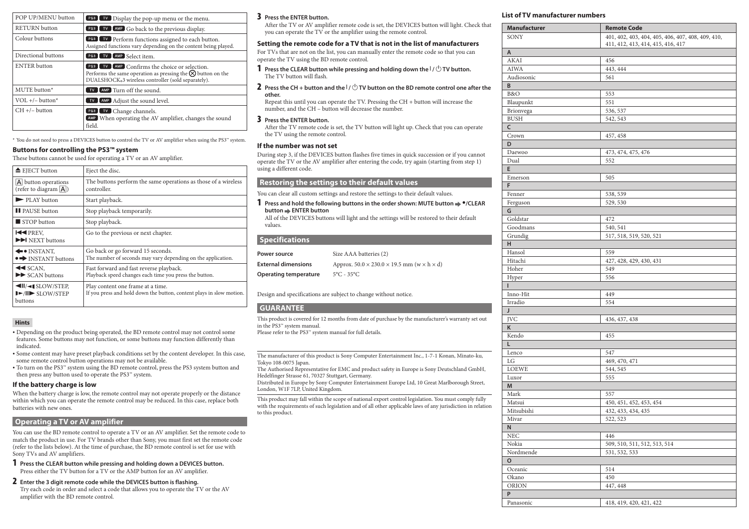| POP UP/MENU button | PS3 TV Display the pop-up menu or the menu. |
|---|---|
| RETURN button | PS3 TV AMP Go back to the previous display. |
| Colour buttons | PS3 TV Perform functions assigned to each button. Assigned functions vary depending on the content being played. |
| Directional buttons | PS3 TV AMP Select item. |
| ENTER button | PS3 TV AMP Confirms the choice or selection. Performs the same operation as pressing the ⊗ button on the DUALSHOCK®3 wireless controller (sold separately). |
| MUTE button* | TV AMP Turn off the sound. |
| VOL +/– button* | TV AMP Adjust the sound level. |
| CH +/– button | PS3 TV Change channels. AMP When operating the AV amplifier, changes the sound field. |

* You do not need to press a DEVICES button to control the TV or AV amplifier when using the PS3™ system.

### Buttons for controlling the PS3™ system

These buttons cannot be used for operating a TV or an AV amplifier.

| Button | Function |
|---|---|
| ⏏ EJECT button | Eject the disc. |
| A button operations (refer to diagram A) | The buttons perform the same operations as those of a wireless controller. |
| ▶ PLAY button | Start playback. |
| ❚❚ PAUSE button | Stop playback temporarily. |
| ■ STOP button | Stop playback. |
| ⏮ PREV, ⏭ NEXT buttons | Go to the previous or next chapter. |
| INSTANT, INSTANT buttons | Go back or go forward 15 seconds. The number of seconds may vary depending on the application. |
| ◀◀ SCAN, ▶▶ SCAN buttons | Fast forward and fast reverse playback. Playback speed changes each time you press the button. |
| SLOW/STEP, SLOW/STEP buttons | Play content one frame at a time. If you press and hold down the button, content plays in slow motion. |

**Hints**

- Depending on the product being operated, the BD remote control may not control some features. Some buttons may not function, or some buttons may function differently than indicated.
- Some content may have preset playback conditions set by the content developer. In this case, some remote control button operations may not be available.
- To turn on the PS3™ system using the BD remote control, press the PS3 system button and then press any button used to operate the PS3™ system.

### If the battery charge is low

When the battery charge is low, the remote control may not operate properly or the distance within which you can operate the remote control may be reduced. In this case, replace both batteries with new ones.

## Operating a TV or AV amplifier

You can use the BD remote control to operate a TV or an AV amplifier. Set the remote code to match the product in use. For TV brands other than Sony, you must first set the remote code (refer to the lists below). At the time of purchase, the BD remote control is set for use with Sony TVs and AV amplifiers.

**1 Press the CLEAR button while pressing and holding down a DEVICES button.**
Press either the TV button for a TV or the AMP button for an AV amplifier.

**2 Enter the 3 digit remote code while the DEVICES button is flashing.**
Try each code in order and select a code that allows you to operate the TV or the AV amplifier with the BD remote control.

**3 Press the ENTER button.**
After the TV or AV amplifier remote code is set, the DEVICES button will light. Check that you can operate the TV or the amplifier using the remote control.

### Setting the remote code for a TV that is not in the list of manufacturers

For TVs that are not on the list, you can manually enter the remote code so that you can operate the TV using the BD remote control.

**1 Press the CLEAR button while pressing and holding down the I/⏻ TV button.**
The TV button will flash.

**2 Press the CH + button and the I/⏻ TV button on the BD remote control one after the other.**
Repeat this until you can operate the TV. Pressing the CH + button will increase the number, and the CH – button will decrease the number.

**3 Press the ENTER button.**
After the TV remote code is set, the TV button will light up. Check that you can operate the TV using the remote control.

### If the number was not set

During step 3, if the DEVICES button flashes five times in quick succession or if you cannot operate the TV or the AV amplifier after entering the code, try again (starting from step 1) using a different code.

## Restoring the settings to their default values

You can clear all custom settings and restore the settings to their default values.

**1 Press and hold the following buttons in the order shown: MUTE button ➡ •/CLEAR button ➡ ENTER button**
All of the DEVICES buttons will light and the settings will be restored to their default values.

## Specifications

| | |
|---|---|
| **Power source** | Size AAA batteries (2) |
| **External dimensions** | Approx. 50.0 × 230.0 × 19.5 mm (w × h × d) |
| **Operating temperature** | 5°C - 35°C |

Design and specifications are subject to change without notice.

## GUARANTEE

This product is covered for 12 months from date of purchase by the manufacturer's warranty set out in the PS3™ system manual.
Please refer to the PS3™ system manual for full details.

The manufacturer of this product is Sony Computer Entertainment Inc., 1-7-1 Konan, Minato-ku, Tokyo 108-0075 Japan.
The Authorised Representative for EMC and product safety in Europe is Sony Deutschland GmbH, Hedelfinger Strasse 61, 70327 Stuttgart, Germany.
Distributed in Europe by Sony Computer Entertainment Europe Ltd, 10 Great Marlborough Street, London, W1F 7LP, United Kingdom.

This product may fall within the scope of national export control legislation. You must comply fully with the requirements of such legislation and of all other applicable laws of any jurisdiction in relation to this product.

### List of TV manufacturer numbers

| Manufacturer | Remote Code |
|---|---|
| SONY | 401, 402, 403, 404, 405, 406, 407, 408, 409, 410, 411, 412, 413, 414, 415, 416, 417 |
| **A** | |
| AKAI | 456 |
| AIWA | 443, 444 |
| Audiosonic | 561 |
| **B** | |
| B&O | 553 |
| Blaupunkt | 551 |
| Brionvega | 536, 537 |
| BUSH | 542, 543 |
| **C** | |
| Crown | 457, 458 |
| **D** | |
| Daewoo | 473, 474, 475, 476 |
| Dual | 552 |
| **E** | |
| Emerson | 505 |
| **F** | |
| Fenner | 538, 539 |
| Ferguson | 529, 530 |
| **G** | |
| Goldstar | 472 |
| Goodmans | 540, 541 |
| Grundig | 517, 518, 519, 520, 521 |
| **H** | |
| Hansol | 559 |
| Hitachi | 427, 428, 429, 430, 431 |
| Hoher | 549 |
| Hyper | 556 |
| **I** | |
| Inno-Hit | 449 |
| Irradio | 554 |
| **J** | |
| JVC | 436, 437, 438 |
| **K** | |
| Kendo | 455 |
| **L** | |
| Lenco | 547 |
| LG | 469, 470, 471 |
| LOEWE | 544, 545 |
| Luxor | 555 |
| **M** | |
| Mark | 557 |
| Matsui | 450, 451, 452, 453, 454 |
| Mitsubishi | 432, 433, 434, 435 |
| Mivar | 522, 523 |
| **N** | |
| NEC | 446 |
| Nokia | 509, 510, 511, 512, 513, 514 |
| Nordmende | 531, 532, 533 |
| **O** | |
| Oceanic | 514 |
| Okano | 450 |
| ORION | 447, 448 |
| **P** | |
| Panasonic | 418, 419, 420, 421, 422 |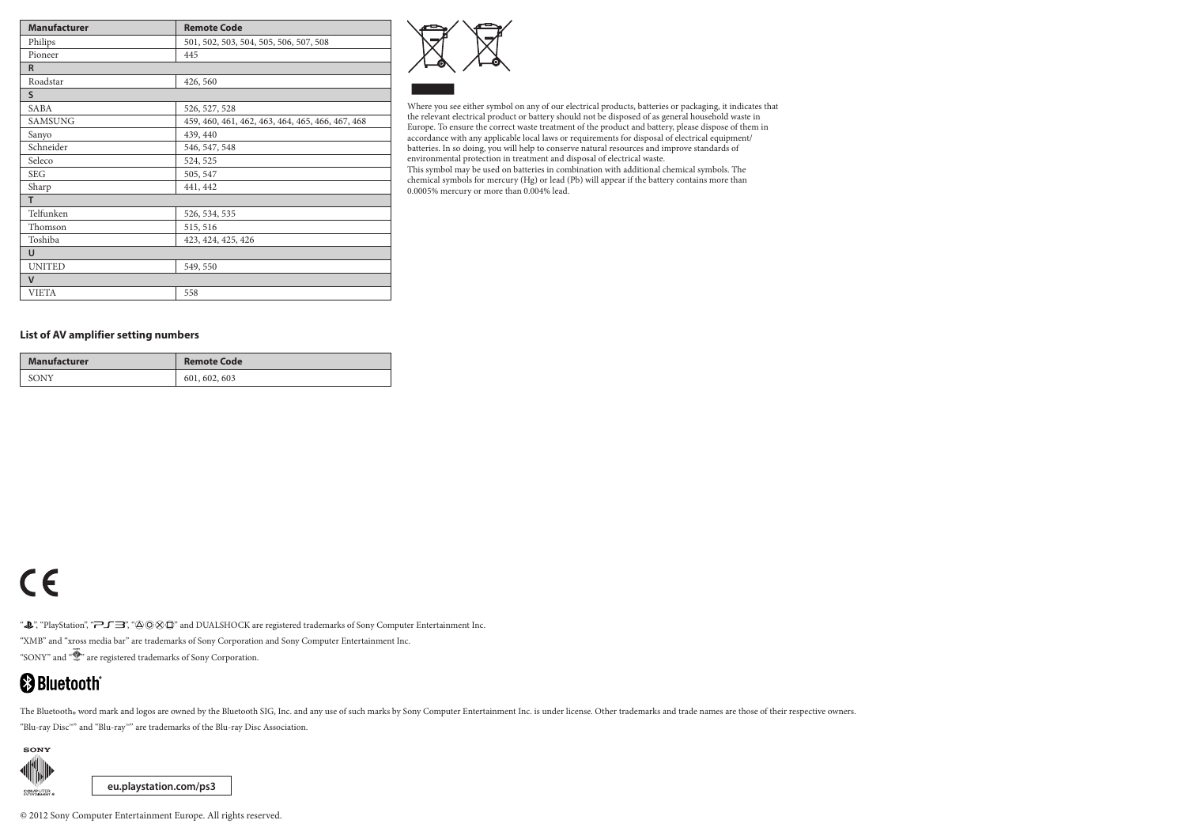| Manufacturer | Remote Code |
|---|---|
| Philips | 501, 502, 503, 504, 505, 506, 507, 508 |
| Pioneer | 445 |
| **R** | |
| Roadstar | 426, 560 |
| **S** | |
| SABA | 526, 527, 528 |
| SAMSUNG | 459, 460, 461, 462, 463, 464, 465, 466, 467, 468 |
| Sanyo | 439, 440 |
| Schneider | 546, 547, 548 |
| Seleco | 524, 525 |
| SEG | 505, 547 |
| Sharp | 441, 442 |
| **T** | |
| Telfunken | 526, 534, 535 |
| Thomson | 515, 516 |
| Toshiba | 423, 424, 425, 426 |
| **U** | |
| UNITED | 549, 550 |
| **V** | |
| VIETA | 558 |

**List of AV amplifier setting numbers**

| Manufacturer | Remote Code |
|---|---|
| SONY | 601, 602, 603 |

Where you see either symbol on any of our electrical products, batteries or packaging, it indicates that the relevant electrical product or battery should not be disposed of as general household waste in Europe. To ensure the correct waste treatment of the product and battery, please dispose of them in accordance with any applicable local laws or requirements for disposal of electrical equipment/ batteries. In so doing, you will help to conserve natural resources and improve standards of environmental protection in treatment and disposal of electrical waste.
This symbol may be used on batteries in combination with additional chemical symbols. The chemical symbols for mercury (Hg) or lead (Pb) will appear if the battery contains more than 0.0005% mercury or more than 0.004% lead.

CE

"", "PlayStation", "", "" and DUALSHOCK are registered trademarks of Sony Computer Entertainment Inc.

"XMB" and "xross media bar" are trademarks of Sony Corporation and Sony Computer Entertainment Inc.

"SONY" and "" are registered trademarks of Sony Corporation.

Bluetooth®

The Bluetooth® word mark and logos are owned by the Bluetooth SIG, Inc. and any use of such marks by Sony Computer Entertainment Inc. is under license. Other trademarks and trade names are those of their respective owners.

"Blu-ray Disc™" and "Blu-ray™" are trademarks of the Blu-ray Disc Association.

SONY COMPUTER ENTERTAINMENT

**eu.playstation.com/ps3**

© 2012 Sony Computer Entertainment Europe. All rights reserved.